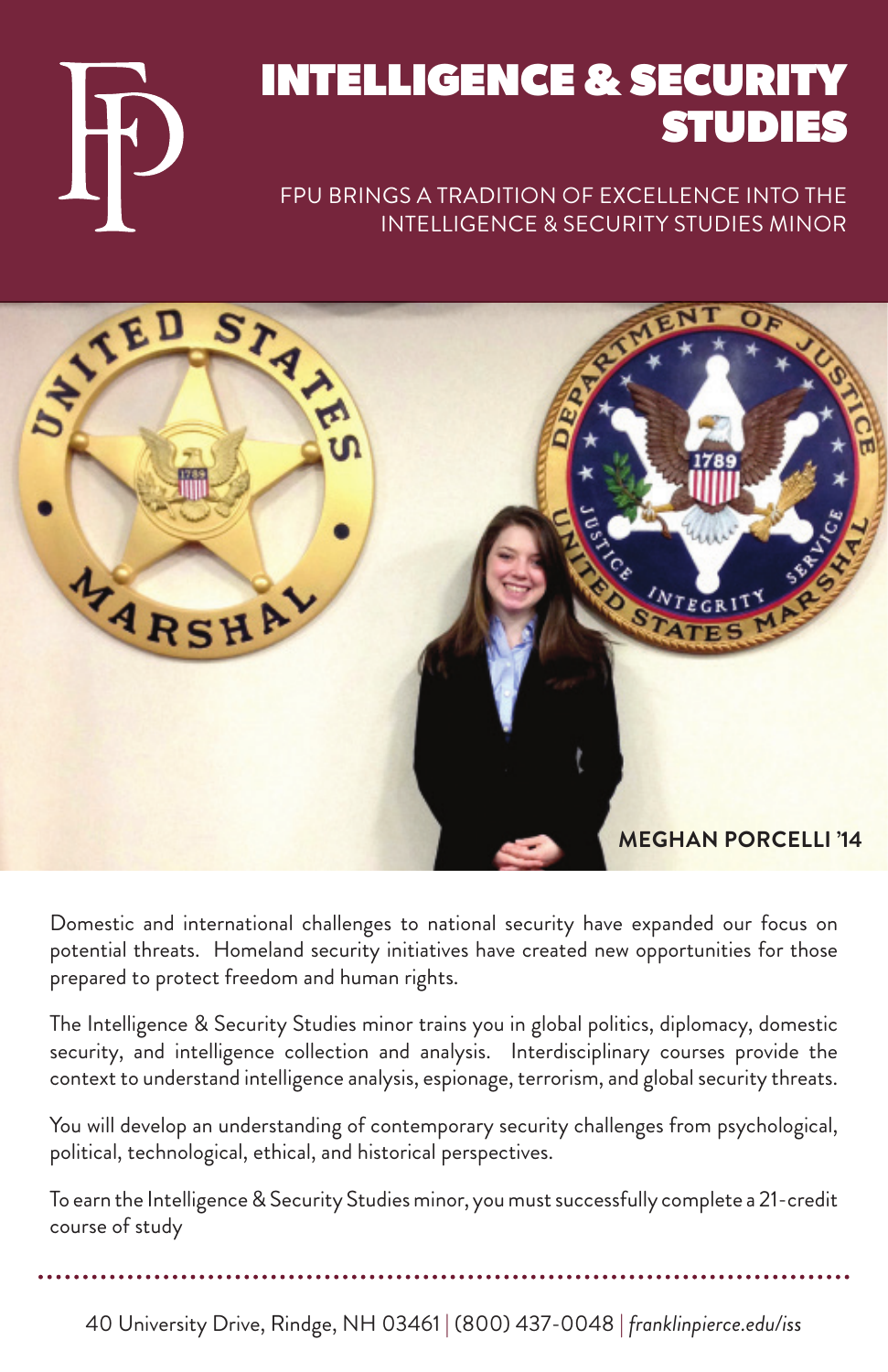# INTELLIGENCE & SECURITY STUDIES

FPU BRINGS A TRADITION OF EXCELLENCE INTO THE INTELLIGENCE & SECURITY STUDIES MINOR

**MEGHAN PORCELLI '14**

Domestic and international challenges to national security have expanded our focus on potential threats. Homeland security initiatives have created new opportunities for those prepared to protect freedom and human rights.

The Intelligence & Security Studies minor trains you in global politics, diplomacy, domestic security, and intelligence collection and analysis. Interdisciplinary courses provide the context to understand intelligence analysis, espionage, terrorism, and global security threats.

You will develop an understanding of contemporary security challenges from psychological, political, technological, ethical, and historical perspectives.

To earn the Intelligence & Security Studies minor, you must successfully complete a 21-credit course of study

40 University Drive, Rindge, NH 03461 | (800) 437-0048 | *franklinpierce.edu/iss*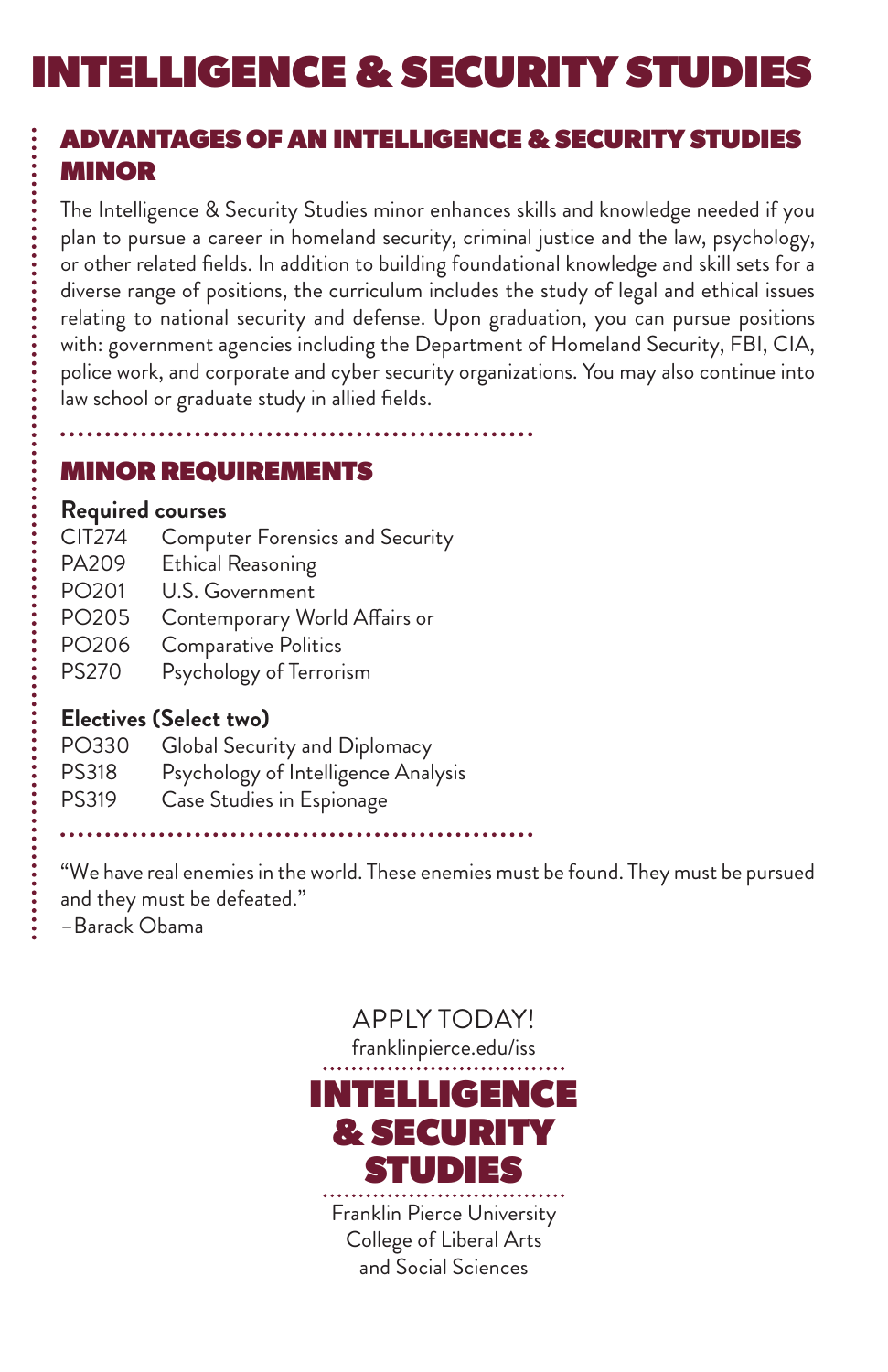# INTELLIGENCE & SECURITY STUDIES

## ADVANTAGES OF AN INTELLIGENCE & SECURITY STUDIES MINOR

The Intelligence & Security Studies minor enhances skills and knowledge needed if you plan to pursue a career in homeland security, criminal justice and the law, psychology, or other related fields. In addition to building foundational knowledge and skill sets for a diverse range of positions, the curriculum includes the study of legal and ethical issues relating to national security and defense. Upon graduation, you can pursue positions with: government agencies including the Department of Homeland Security, FBI, CIA, police work, and corporate and cyber security organizations. You may also continue into law school or graduate study in allied fields.

## MINOR REQUIREMENTS

**Required courses**

| | |
|---|---|
| CIT274 | Computer Forensics and Security |
| PA209 | Ethical Reasoning |
| PO201 | U.S. Government |
| PO205 | Contemporary World Affairs or |
| PO206 | Comparative Politics |
| PS270 | Psychology of Terrorism |

**Electives (Select two)**

| | |
|---|---|
| PO330 | Global Security and Diplomacy |
| PS318 | Psychology of Intelligence Analysis |
| PS319 | Case Studies in Espionage |

"We have real enemies in the world. These enemies must be found. They must be pursued and they must be defeated."
–Barack Obama

APPLY TODAY!
franklinpierce.edu/iss

**INTELLIGENCE & SECURITY STUDIES**

Franklin Pierce University
College of Liberal Arts
and Social Sciences